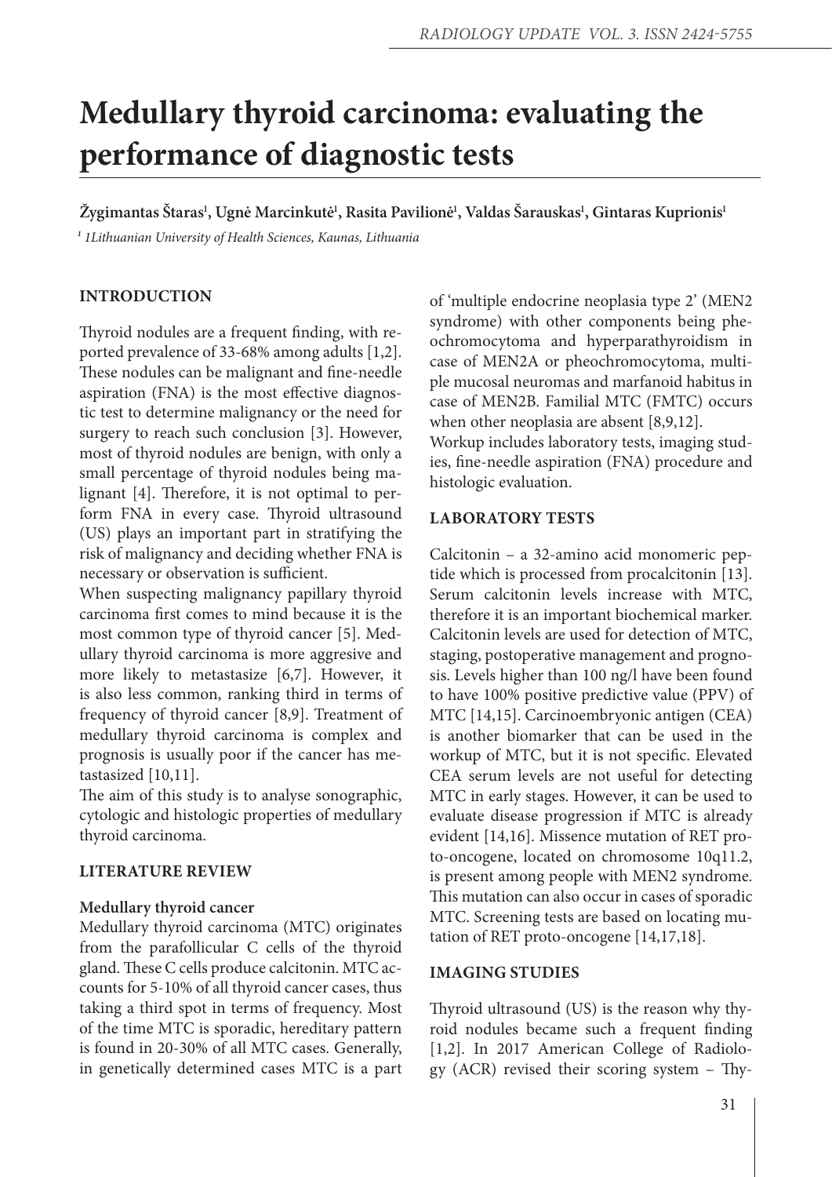# Medullary thyroid carcinoma: evaluating the performance of diagnostic tests

**Žygimantas Štaras[1], Ugnė Marcinkutė[1], Rasita Pavilionė[1], Valdas Šarauskas[1], Gintaras Kuprionis[1]**

*[1] 1Lithuanian University of Health Sciences, Kaunas, Lithuania*

## INTRODUCTION

Thyroid nodules are a frequent finding, with reported prevalence of 33-68% among adults [1,2]. These nodules can be malignant and fine-needle aspiration (FNA) is the most effective diagnostic test to determine malignancy or the need for surgery to reach such conclusion [3]. However, most of thyroid nodules are benign, with only a small percentage of thyroid nodules being malignant [4]. Therefore, it is not optimal to perform FNA in every case. Thyroid ultrasound (US) plays an important part in stratifying the risk of malignancy and deciding whether FNA is necessary or observation is sufficient.

When suspecting malignancy papillary thyroid carcinoma first comes to mind because it is the most common type of thyroid cancer [5]. Medullary thyroid carcinoma is more aggresive and more likely to metastasize [6,7]. However, it is also less common, ranking third in terms of frequency of thyroid cancer [8,9]. Treatment of medullary thyroid carcinoma is complex and prognosis is usually poor if the cancer has metastasized [10,11].

The aim of this study is to analyse sonographic, cytologic and histologic properties of medullary thyroid carcinoma.

## LITERATURE REVIEW

### Medullary thyroid cancer

Medullary thyroid carcinoma (MTC) originates from the parafollicular C cells of the thyroid gland. These C cells produce calcitonin. MTC accounts for 5-10% of all thyroid cancer cases, thus taking a third spot in terms of frequency. Most of the time MTC is sporadic, hereditary pattern is found in 20-30% of all MTC cases. Generally, in genetically determined cases MTC is a part of 'multiple endocrine neoplasia type 2' (MEN2 syndrome) with other components being pheochromocytoma and hyperparathyroidism in case of MEN2A or pheochromocytoma, multiple mucosal neuromas and marfanoid habitus in case of MEN2B. Familial MTC (FMTC) occurs when other neoplasia are absent [8,9,12].

Workup includes laboratory tests, imaging studies, fine-needle aspiration (FNA) procedure and histologic evaluation.

## LABORATORY TESTS

Calcitonin – a 32-amino acid monomeric peptide which is processed from procalcitonin [13]. Serum calcitonin levels increase with MTC, therefore it is an important biochemical marker. Calcitonin levels are used for detection of MTC, staging, postoperative management and prognosis. Levels higher than 100 ng/l have been found to have 100% positive predictive value (PPV) of MTC [14,15]. Carcinoembryonic antigen (CEA) is another biomarker that can be used in the workup of MTC, but it is not specific. Elevated CEA serum levels are not useful for detecting MTC in early stages. However, it can be used to evaluate disease progression if MTC is already evident [14,16]. Missence mutation of RET proto-oncogene, located on chromosome 10q11.2, is present among people with MEN2 syndrome. This mutation can also occur in cases of sporadic MTC. Screening tests are based on locating mutation of RET proto-oncogene [14,17,18].

## IMAGING STUDIES

Thyroid ultrasound (US) is the reason why thyroid nodules became such a frequent finding [1,2]. In 2017 American College of Radiology (ACR) revised their scoring system – Thy-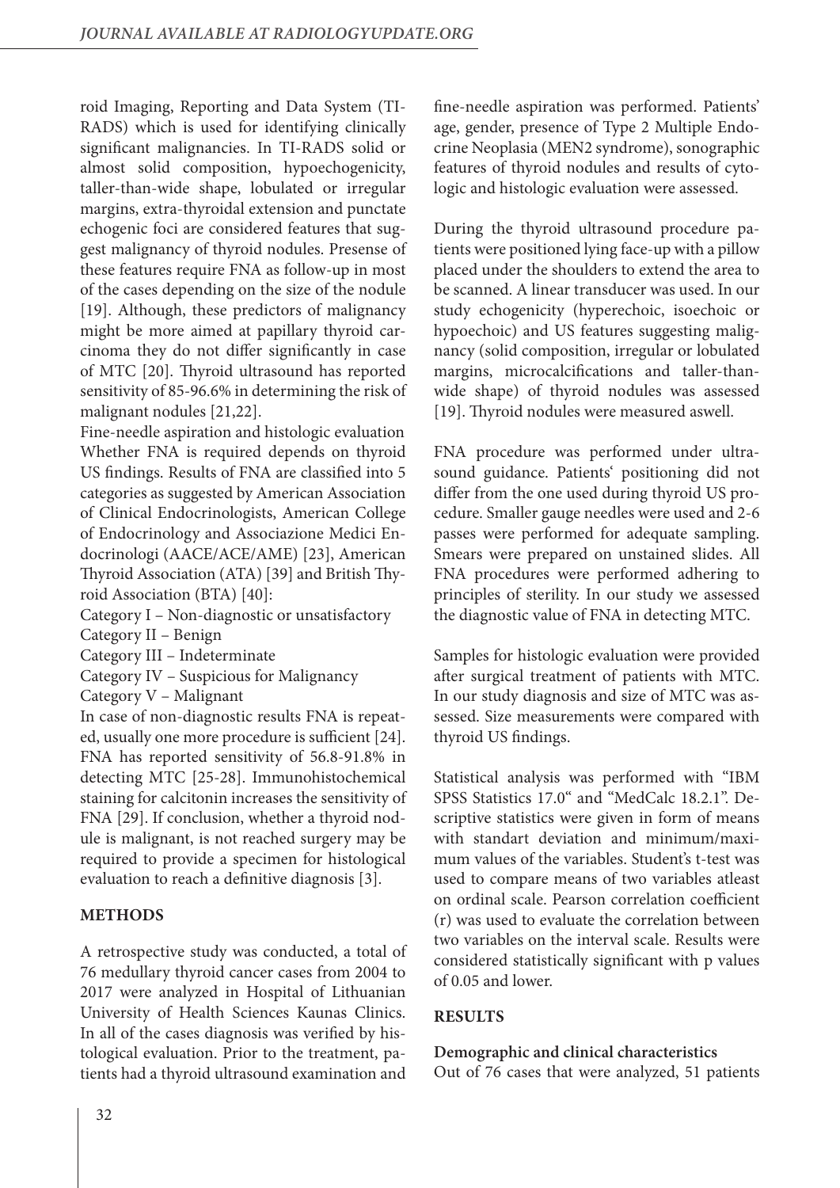roid Imaging, Reporting and Data System (TI-RADS) which is used for identifying clinically significant malignancies. In TI-RADS solid or almost solid composition, hypoechogenicity, taller-than-wide shape, lobulated or irregular margins, extra-thyroidal extension and punctate echogenic foci are considered features that suggest malignancy of thyroid nodules. Presense of these features require FNA as follow-up in most of the cases depending on the size of the nodule [19]. Although, these predictors of malignancy might be more aimed at papillary thyroid carcinoma they do not differ significantly in case of MTC [20]. Thyroid ultrasound has reported sensitivity of 85-96.6% in determining the risk of malignant nodules [21,22].

Fine-needle aspiration and histologic evaluation

Whether FNA is required depends on thyroid US findings. Results of FNA are classified into 5 categories as suggested by American Association of Clinical Endocrinologists, American College of Endocrinology and Associazione Medici Endocrinologi (AACE/ACE/AME) [23], American Thyroid Association (ATA) [39] and British Thyroid Association (BTA) [40]:

Category I – Non-diagnostic or unsatisfactory
Category II – Benign
Category III – Indeterminate
Category IV – Suspicious for Malignancy
Category V – Malignant

In case of non-diagnostic results FNA is repeated, usually one more procedure is sufficient [24]. FNA has reported sensitivity of 56.8-91.8% in detecting MTC [25-28]. Immunohistochemical staining for calcitonin increases the sensitivity of FNA [29]. If conclusion, whether a thyroid nodule is malignant, is not reached surgery may be required to provide a specimen for histological evaluation to reach a definitive diagnosis [3].

## METHODS

A retrospective study was conducted, a total of 76 medullary thyroid cancer cases from 2004 to 2017 were analyzed in Hospital of Lithuanian University of Health Sciences Kaunas Clinics. In all of the cases diagnosis was verified by histological evaluation. Prior to the treatment, patients had a thyroid ultrasound examination and fine-needle aspiration was performed. Patients' age, gender, presence of Type 2 Multiple Endocrine Neoplasia (MEN2 syndrome), sonographic features of thyroid nodules and results of cytologic and histologic evaluation were assessed.

During the thyroid ultrasound procedure patients were positioned lying face-up with a pillow placed under the shoulders to extend the area to be scanned. A linear transducer was used. In our study echogenicity (hyperechoic, isoechoic or hypoechoic) and US features suggesting malignancy (solid composition, irregular or lobulated margins, microcalcifications and taller-than-wide shape) of thyroid nodules was assessed [19]. Thyroid nodules were measured aswell.

FNA procedure was performed under ultrasound guidance. Patients' positioning did not differ from the one used during thyroid US procedure. Smaller gauge needles were used and 2-6 passes were performed for adequate sampling. Smears were prepared on unstained slides. All FNA procedures were performed adhering to principles of sterility. In our study we assessed the diagnostic value of FNA in detecting MTC.

Samples for histologic evaluation were provided after surgical treatment of patients with MTC. In our study diagnosis and size of MTC was assessed. Size measurements were compared with thyroid US findings.

Statistical analysis was performed with "IBM SPSS Statistics 17.0" and "MedCalc 18.2.1". Descriptive statistics were given in form of means with standart deviation and minimum/maximum values of the variables. Student's t-test was used to compare means of two variables atleast on ordinal scale. Pearson correlation coefficient (r) was used to evaluate the correlation between two variables on the interval scale. Results were considered statistically significant with p values of 0.05 and lower.

## RESULTS

**Demographic and clinical characteristics**

Out of 76 cases that were analyzed, 51 patients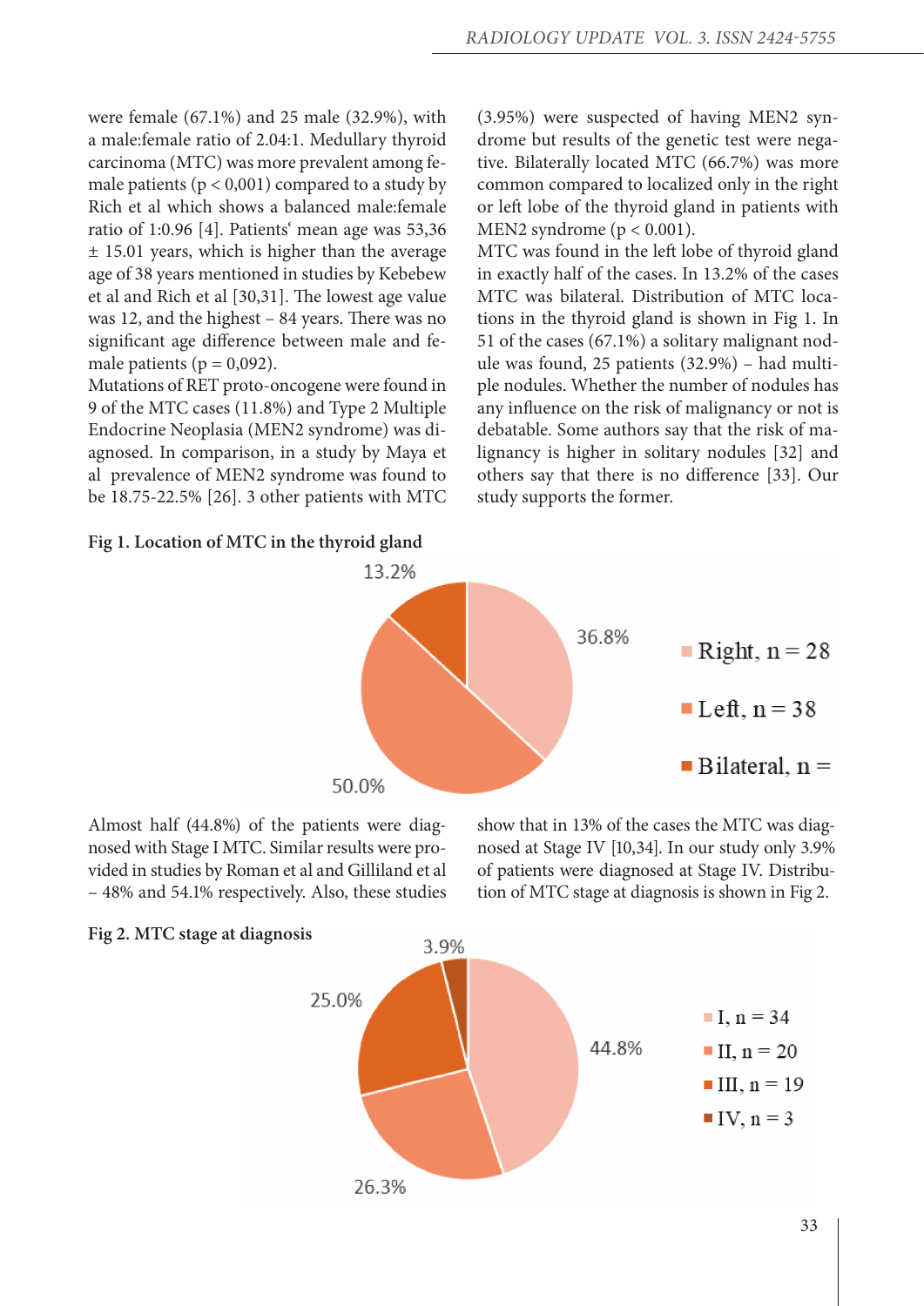were female (67.1%) and 25 male (32.9%), with a male:female ratio of 2.04:1. Medullary thyroid carcinoma (MTC) was more prevalent among female patients ($p < 0{,}001$) compared to a study by Rich et al which shows a balanced male:female ratio of 1:0.96 [4]. Patients' mean age was 53,36 ± 15.01 years, which is higher than the average age of 38 years mentioned in studies by Kebebew et al and Rich et al [30,31]. The lowest age value was 12, and the highest – 84 years. There was no significant age difference between male and female patients ($p = 0{,}092$).

Mutations of RET proto-oncogene were found in 9 of the MTC cases (11.8%) and Type 2 Multiple Endocrine Neoplasia (MEN2 syndrome) was diagnosed. In comparison, in a study by Maya et al prevalence of MEN2 syndrome was found to be 18.75-22.5% [26]. 3 other patients with MTC (3.95%) were suspected of having MEN2 syndrome but results of the genetic test were negative. Bilaterally located MTC (66.7%) was more common compared to localized only in the right or left lobe of the thyroid gland in patients with MEN2 syndrome ($p < 0.001$).

MTC was found in the left lobe of thyroid gland in exactly half of the cases. In 13.2% of the cases MTC was bilateral. Distribution of MTC locations in the thyroid gland is shown in Fig 1. In 51 of the cases (67.1%) a solitary malignant nodule was found, 25 patients (32.9%) – had multiple nodules. Whether the number of nodules has any influence on the risk of malignancy or not is debatable. Some authors say that the risk of malignancy is higher in solitary nodules [32] and others say that there is no difference [33]. Our study supports the former.

**Fig 1. Location of MTC in the thyroid gland**

| Location | n | % |
|---|---|---|
| Right | 28 | 36.8% |
| Left | 38 | 50.0% |
| Bilateral | | 13.2% |

Almost half (44.8%) of the patients were diagnosed with Stage I MTC. Similar results were provided in studies by Roman et al and Gilliland et al – 48% and 54.1% respectively. Also, these studies show that in 13% of the cases the MTC was diagnosed at Stage IV [10,34]. In our study only 3.9% of patients were diagnosed at Stage IV. Distribution of MTC stage at diagnosis is shown in Fig 2.

**Fig 2. MTC stage at diagnosis**

| Stage | n | % |
|---|---|---|
| I | 34 | 44.8% |
| II | 20 | 26.3% |
| III | 19 | 25.0% |
| IV | 3 | 3.9% |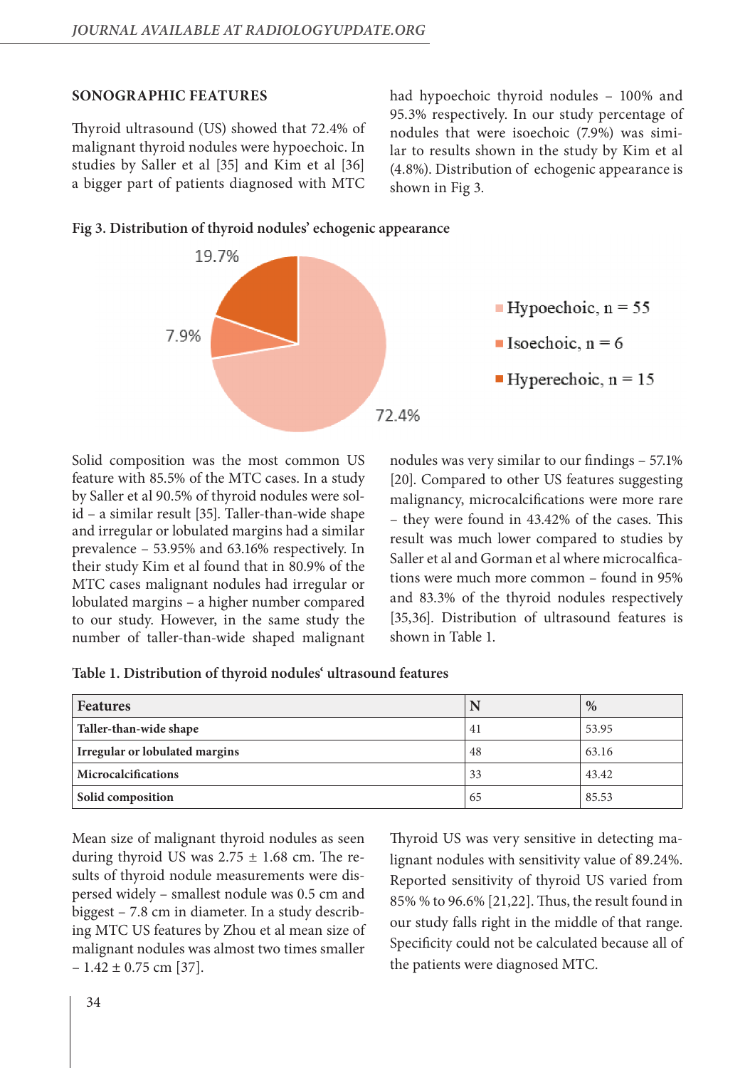## SONOGRAPHIC FEATURES

Thyroid ultrasound (US) showed that 72.4% of malignant thyroid nodules were hypoechoic. In studies by Saller et al [35] and Kim et al [36] a bigger part of patients diagnosed with MTC had hypoechoic thyroid nodules – 100% and 95.3% respectively. In our study percentage of nodules that were isoechoic (7.9%) was similar to results shown in the study by Kim et al (4.8%). Distribution of echogenic appearance is shown in Fig 3.

**Fig 3. Distribution of thyroid nodules' echogenic appearance**

19.7%

7.9%

72.4%

- Hypoechoic, n = 55
- Isoechoic, n = 6
- Hyperechoic, n = 15

Solid composition was the most common US feature with 85.5% of the MTC cases. In a study by Saller et al 90.5% of thyroid nodules were solid – a similar result [35]. Taller-than-wide shape and irregular or lobulated margins had a similar prevalence – 53.95% and 63.16% respectively. In their study Kim et al found that in 80.9% of the MTC cases malignant nodules had irregular or lobulated margins – a higher number compared to our study. However, in the same study the number of taller-than-wide shaped malignant nodules was very similar to our findings – 57.1% [20]. Compared to other US features suggesting malignancy, microcalcifications were more rare – they were found in 43.42% of the cases. This result was much lower compared to studies by Saller et al and Gorman et al where microcalfications were much more common – found in 95% and 83.3% of the thyroid nodules respectively [35,36]. Distribution of ultrasound features is shown in Table 1.

**Table 1. Distribution of thyroid nodules' ultrasound features**

| Features | N | % |
|---|---|---|
| **Taller-than-wide shape** | 41 | 53.95 |
| **Irregular or lobulated margins** | 48 | 63.16 |
| **Microcalcifications** | 33 | 43.42 |
| **Solid composition** | 65 | 85.53 |

Mean size of malignant thyroid nodules as seen during thyroid US was 2.75 ± 1.68 cm. The results of thyroid nodule measurements were dispersed widely – smallest nodule was 0.5 cm and biggest – 7.8 cm in diameter. In a study describing MTC US features by Zhou et al mean size of malignant nodules was almost two times smaller – 1.42 ± 0.75 cm [37].

Thyroid US was very sensitive in detecting malignant nodules with sensitivity value of 89.24%. Reported sensitivity of thyroid US varied from 85% % to 96.6% [21,22]. Thus, the result found in our study falls right in the middle of that range. Specificity could not be calculated because all of the patients were diagnosed MTC.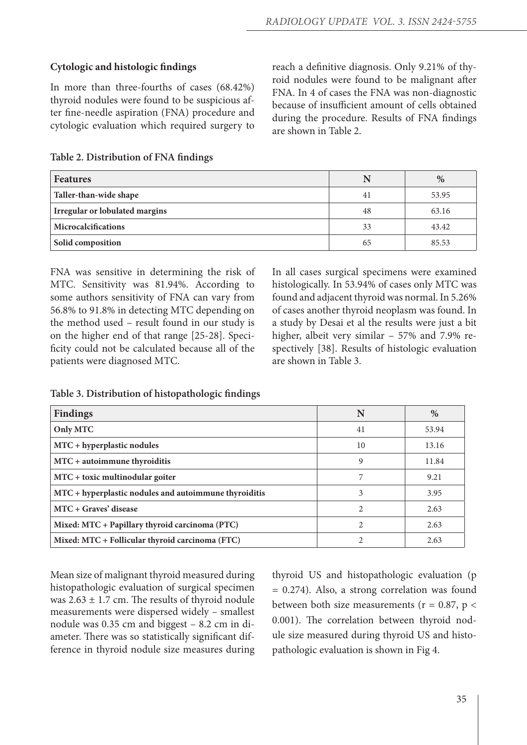### Cytologic and histologic findings

In more than three-fourths of cases (68.42%) thyroid nodules were found to be suspicious after fine-needle aspiration (FNA) procedure and cytologic evaluation which required surgery to reach a definitive diagnosis. Only 9.21% of thyroid nodules were found to be malignant after FNA. In 4 of cases the FNA was non-diagnostic because of insufficient amount of cells obtained during the procedure. Results of FNA findings are shown in Table 2.

**Table 2. Distribution of FNA findings**

| Features | N | % |
|---|---|---|
| **Taller-than-wide shape** | 41 | 53.95 |
| **Irregular or lobulated margins** | 48 | 63.16 |
| **Microcalcifications** | 33 | 43.42 |
| **Solid composition** | 65 | 85.53 |

FNA was sensitive in determining the risk of MTC. Sensitivity was 81.94%. According to some authors sensitivity of FNA can vary from 56.8% to 91.8% in detecting MTC depending on the method used – result found in our study is on the higher end of that range [25-28]. Specificity could not be calculated because all of the patients were diagnosed MTC.

In all cases surgical specimens were examined histologically. In 53.94% of cases only MTC was found and adjacent thyroid was normal. In 5.26% of cases another thyroid neoplasm was found. In a study by Desai et al the results were just a bit higher, albeit very similar – 57% and 7.9% respectively [38]. Results of histologic evaluation are shown in Table 3.

**Table 3. Distribution of histopathologic findings**

| Findings | N | % |
|---|---|---|
| **Only MTC** | 41 | 53.94 |
| **MTC + hyperplastic nodules** | 10 | 13.16 |
| **MTC + autoimmune thyroiditis** | 9 | 11.84 |
| **MTC + toxic multinodular goiter** | 7 | 9.21 |
| **MTC + hyperplastic nodules and autoimmune thyroiditis** | 3 | 3.95 |
| **MTC + Graves' disease** | 2 | 2.63 |
| **Mixed: MTC + Papillary thyroid carcinoma (PTC)** | 2 | 2.63 |
| **Mixed: MTC + Follicular thyroid carcinoma (FTC)** | 2 | 2.63 |

Mean size of malignant thyroid measured during histopathologic evaluation of surgical specimen was $2.63 \pm 1.7$ cm. The results of thyroid nodule measurements were dispersed widely – smallest nodule was 0.35 cm and biggest – 8.2 cm in diameter. There was so statistically significant difference in thyroid nodule size measures during thyroid US and histopathologic evaluation ($p = 0.274$). Also, a strong correlation was found between both size measurements ($r = 0.87$, $p < 0.001$). The correlation between thyroid nodule size measured during thyroid US and histopathologic evaluation is shown in Fig 4.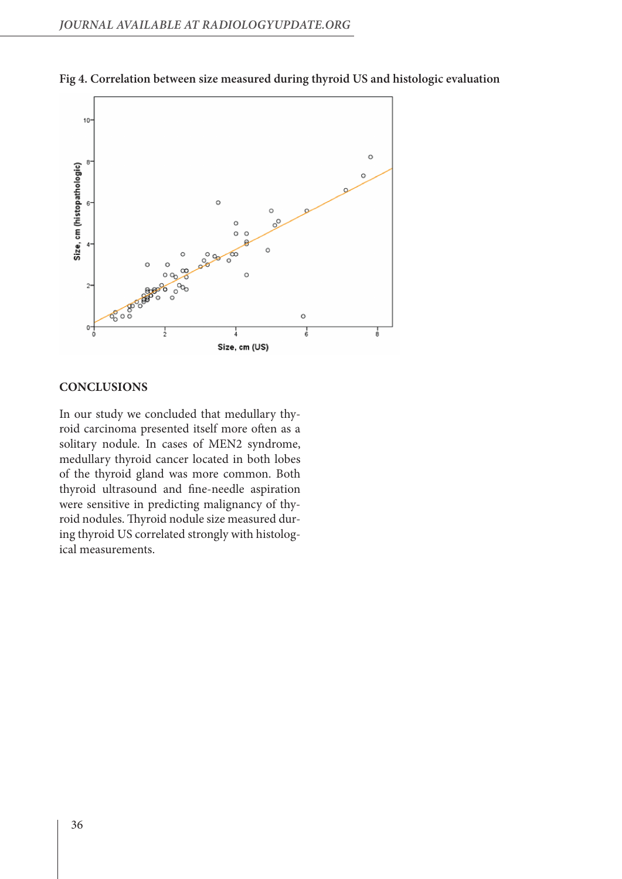**Fig 4. Correlation between size measured during thyroid US and histologic evaluation**

## CONCLUSIONS

In our study we concluded that medullary thyroid carcinoma presented itself more often as a solitary nodule. In cases of MEN2 syndrome, medullary thyroid cancer located in both lobes of the thyroid gland was more common. Both thyroid ultrasound and fine-needle aspiration were sensitive in predicting malignancy of thyroid nodules. Thyroid nodule size measured during thyroid US correlated strongly with histological measurements.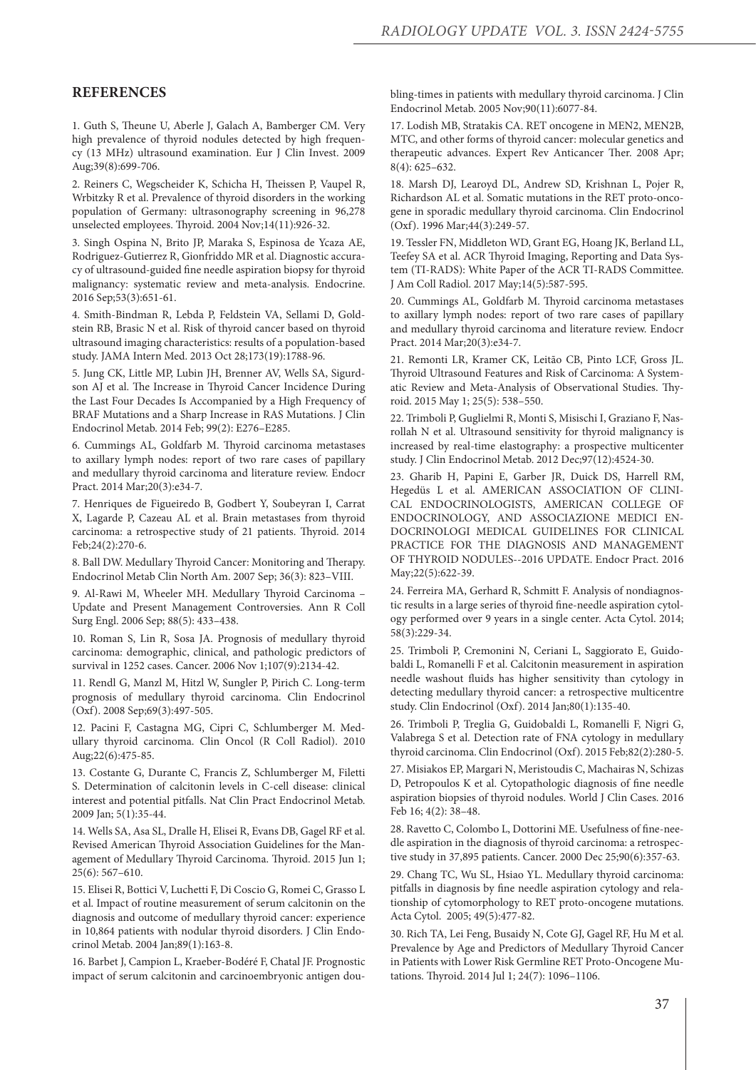## REFERENCES

1. Guth S, Theune U, Aberle J, Galach A, Bamberger CM. Very high prevalence of thyroid nodules detected by high frequency (13 MHz) ultrasound examination. Eur J Clin Invest. 2009 Aug;39(8):699-706.

2. Reiners C, Wegscheider K, Schicha H, Theissen P, Vaupel R, Wrbitzky R et al. Prevalence of thyroid disorders in the working population of Germany: ultrasonography screening in 96,278 unselected employees. Thyroid. 2004 Nov;14(11):926-32.

3. Singh Ospina N, Brito JP, Maraka S, Espinosa de Ycaza AE, Rodriguez-Gutierrez R, Gionfriddo MR et al. Diagnostic accuracy of ultrasound-guided fine needle aspiration biopsy for thyroid malignancy: systematic review and meta-analysis. Endocrine. 2016 Sep;53(3):651-61.

4. Smith-Bindman R, Lebda P, Feldstein VA, Sellami D, Goldstein RB, Brasic N et al. Risk of thyroid cancer based on thyroid ultrasound imaging characteristics: results of a population-based study. JAMA Intern Med. 2013 Oct 28;173(19):1788-96.

5. Jung CK, Little MP, Lubin JH, Brenner AV, Wells SA, Sigurdson AJ et al. The Increase in Thyroid Cancer Incidence During the Last Four Decades Is Accompanied by a High Frequency of BRAF Mutations and a Sharp Increase in RAS Mutations. J Clin Endocrinol Metab. 2014 Feb; 99(2): E276–E285.

6. Cummings AL, Goldfarb M. Thyroid carcinoma metastases to axillary lymph nodes: report of two rare cases of papillary and medullary thyroid carcinoma and literature review. Endocr Pract. 2014 Mar;20(3):e34-7.

7. Henriques de Figueiredo B, Godbert Y, Soubeyran I, Carrat X, Lagarde P, Cazeau AL et al. Brain metastases from thyroid carcinoma: a retrospective study of 21 patients. Thyroid. 2014 Feb;24(2):270-6.

8. Ball DW. Medullary Thyroid Cancer: Monitoring and Therapy. Endocrinol Metab Clin North Am. 2007 Sep; 36(3): 823–VIII.

9. Al-Rawi M, Wheeler MH. Medullary Thyroid Carcinoma – Update and Present Management Controversies. Ann R Coll Surg Engl. 2006 Sep; 88(5): 433–438.

10. Roman S, Lin R, Sosa JA. Prognosis of medullary thyroid carcinoma: demographic, clinical, and pathologic predictors of survival in 1252 cases. Cancer. 2006 Nov 1;107(9):2134-42.

11. Rendl G, Manzl M, Hitzl W, Sungler P, Pirich C. Long-term prognosis of medullary thyroid carcinoma. Clin Endocrinol (Oxf). 2008 Sep;69(3):497-505.

12. Pacini F, Castagna MG, Cipri C, Schlumberger M. Medullary thyroid carcinoma. Clin Oncol (R Coll Radiol). 2010 Aug;22(6):475-85.

13. Costante G, Durante C, Francis Z, Schlumberger M, Filetti S. Determination of calcitonin levels in C-cell disease: clinical interest and potential pitfalls. Nat Clin Pract Endocrinol Metab. 2009 Jan; 5(1):35-44.

14. Wells SA, Asa SL, Dralle H, Elisei R, Evans DB, Gagel RF et al. Revised American Thyroid Association Guidelines for the Management of Medullary Thyroid Carcinoma. Thyroid. 2015 Jun 1; 25(6): 567–610.

15. Elisei R, Bottici V, Luchetti F, Di Coscio G, Romei C, Grasso L et al. Impact of routine measurement of serum calcitonin on the diagnosis and outcome of medullary thyroid cancer: experience in 10,864 patients with nodular thyroid disorders. J Clin Endocrinol Metab. 2004 Jan;89(1):163-8.

16. Barbet J, Campion L, Kraeber-Bodéré F, Chatal JF. Prognostic impact of serum calcitonin and carcinoembryonic antigen doubling-times in patients with medullary thyroid carcinoma. J Clin Endocrinol Metab. 2005 Nov;90(11):6077-84.

17. Lodish MB, Stratakis CA. RET oncogene in MEN2, MEN2B, MTC, and other forms of thyroid cancer: molecular genetics and therapeutic advances. Expert Rev Anticancer Ther. 2008 Apr; 8(4): 625–632.

18. Marsh DJ, Learoyd DL, Andrew SD, Krishnan L, Pojer R, Richardson AL et al. Somatic mutations in the RET proto-oncogene in sporadic medullary thyroid carcinoma. Clin Endocrinol (Oxf). 1996 Mar;44(3):249-57.

19. Tessler FN, Middleton WD, Grant EG, Hoang JK, Berland LL, Teefey SA et al. ACR Thyroid Imaging, Reporting and Data System (TI-RADS): White Paper of the ACR TI-RADS Committee. J Am Coll Radiol. 2017 May;14(5):587-595.

20. Cummings AL, Goldfarb M. Thyroid carcinoma metastases to axillary lymph nodes: report of two rare cases of papillary and medullary thyroid carcinoma and literature review. Endocr Pract. 2014 Mar;20(3):e34-7.

21. Remonti LR, Kramer CK, Leitão CB, Pinto LCF, Gross JL. Thyroid Ultrasound Features and Risk of Carcinoma: A Systematic Review and Meta-Analysis of Observational Studies. Thyroid. 2015 May 1; 25(5): 538–550.

22. Trimboli P, Guglielmi R, Monti S, Misischi I, Graziano F, Nasrollah N et al. Ultrasound sensitivity for thyroid malignancy is increased by real-time elastography: a prospective multicenter study. J Clin Endocrinol Metab. 2012 Dec;97(12):4524-30.

23. Gharib H, Papini E, Garber JR, Duick DS, Harrell RM, Hegedüs L et al. AMERICAN ASSOCIATION OF CLINICAL ENDOCRINOLOGISTS, AMERICAN COLLEGE OF ENDOCRINOLOGY, AND ASSOCIAZIONE MEDICI ENDOCRINOLOGI MEDICAL GUIDELINES FOR CLINICAL PRACTICE FOR THE DIAGNOSIS AND MANAGEMENT OF THYROID NODULES--2016 UPDATE. Endocr Pract. 2016 May;22(5):622-39.

24. Ferreira MA, Gerhard R, Schmitt F. Analysis of nondiagnostic results in a large series of thyroid fine-needle aspiration cytology performed over 9 years in a single center. Acta Cytol. 2014; 58(3):229-34.

25. Trimboli P, Cremonini N, Ceriani L, Saggiorato E, Guidobaldi L, Romanelli F et al. Calcitonin measurement in aspiration needle washout fluids has higher sensitivity than cytology in detecting medullary thyroid cancer: a retrospective multicentre study. Clin Endocrinol (Oxf). 2014 Jan;80(1):135-40.

26. Trimboli P, Treglia G, Guidobaldi L, Romanelli F, Nigri G, Valabrega S et al. Detection rate of FNA cytology in medullary thyroid carcinoma. Clin Endocrinol (Oxf). 2015 Feb;82(2):280-5.

27. Misiakos EP, Margari N, Meristoudis C, Machairas N, Schizas D, Petropoulos K et al. Cytopathologic diagnosis of fine needle aspiration biopsies of thyroid nodules. World J Clin Cases. 2016 Feb 16; 4(2): 38–48.

28. Ravetto C, Colombo L, Dottorini ME. Usefulness of fine-needle aspiration in the diagnosis of thyroid carcinoma: a retrospective study in 37,895 patients. Cancer. 2000 Dec 25;90(6):357-63.

29. Chang TC, Wu SL, Hsiao YL. Medullary thyroid carcinoma: pitfalls in diagnosis by fine needle aspiration cytology and relationship of cytomorphology to RET proto-oncogene mutations. Acta Cytol. 2005; 49(5):477-82.

30. Rich TA, Lei Feng, Busaidy N, Cote GJ, Gagel RF, Hu M et al. Prevalence by Age and Predictors of Medullary Thyroid Cancer in Patients with Lower Risk Germline RET Proto-Oncogene Mutations. Thyroid. 2014 Jul 1; 24(7): 1096–1106.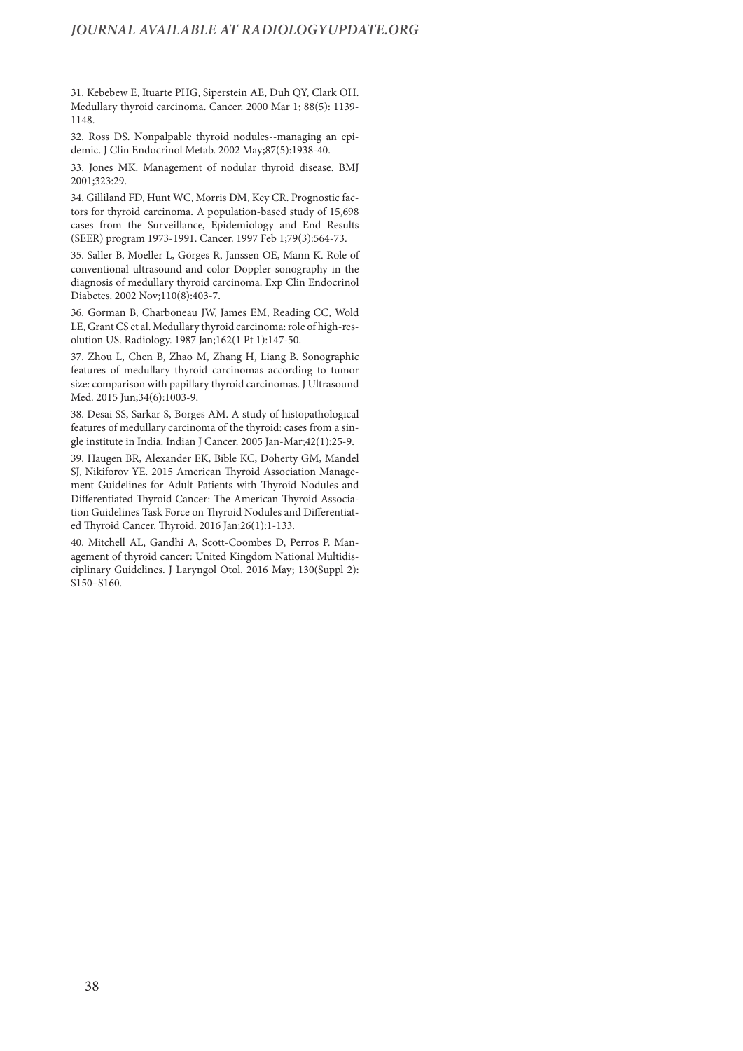31. Kebebew E, Ituarte PHG, Siperstein AE, Duh QY, Clark OH. Medullary thyroid carcinoma. Cancer. 2000 Mar 1; 88(5): 1139-1148.

32. Ross DS. Nonpalpable thyroid nodules--managing an epidemic. J Clin Endocrinol Metab. 2002 May;87(5):1938-40.

33. Jones MK. Management of nodular thyroid disease. BMJ 2001;323:29.

34. Gilliland FD, Hunt WC, Morris DM, Key CR. Prognostic factors for thyroid carcinoma. A population-based study of 15,698 cases from the Surveillance, Epidemiology and End Results (SEER) program 1973-1991. Cancer. 1997 Feb 1;79(3):564-73.

35. Saller B, Moeller L, Görges R, Janssen OE, Mann K. Role of conventional ultrasound and color Doppler sonography in the diagnosis of medullary thyroid carcinoma. Exp Clin Endocrinol Diabetes. 2002 Nov;110(8):403-7.

36. Gorman B, Charboneau JW, James EM, Reading CC, Wold LE, Grant CS et al. Medullary thyroid carcinoma: role of high-resolution US. Radiology. 1987 Jan;162(1 Pt 1):147-50.

37. Zhou L, Chen B, Zhao M, Zhang H, Liang B. Sonographic features of medullary thyroid carcinomas according to tumor size: comparison with papillary thyroid carcinomas. J Ultrasound Med. 2015 Jun;34(6):1003-9.

38. Desai SS, Sarkar S, Borges AM. A study of histopathological features of medullary carcinoma of the thyroid: cases from a single institute in India. Indian J Cancer. 2005 Jan-Mar;42(1):25-9.

39. Haugen BR, Alexander EK, Bible KC, Doherty GM, Mandel SJ, Nikiforov YE. 2015 American Thyroid Association Management Guidelines for Adult Patients with Thyroid Nodules and Differentiated Thyroid Cancer: The American Thyroid Association Guidelines Task Force on Thyroid Nodules and Differentiated Thyroid Cancer. Thyroid. 2016 Jan;26(1):1-133.

40. Mitchell AL, Gandhi A, Scott-Coombes D, Perros P. Management of thyroid cancer: United Kingdom National Multidisciplinary Guidelines. J Laryngol Otol. 2016 May; 130(Suppl 2): S150–S160.